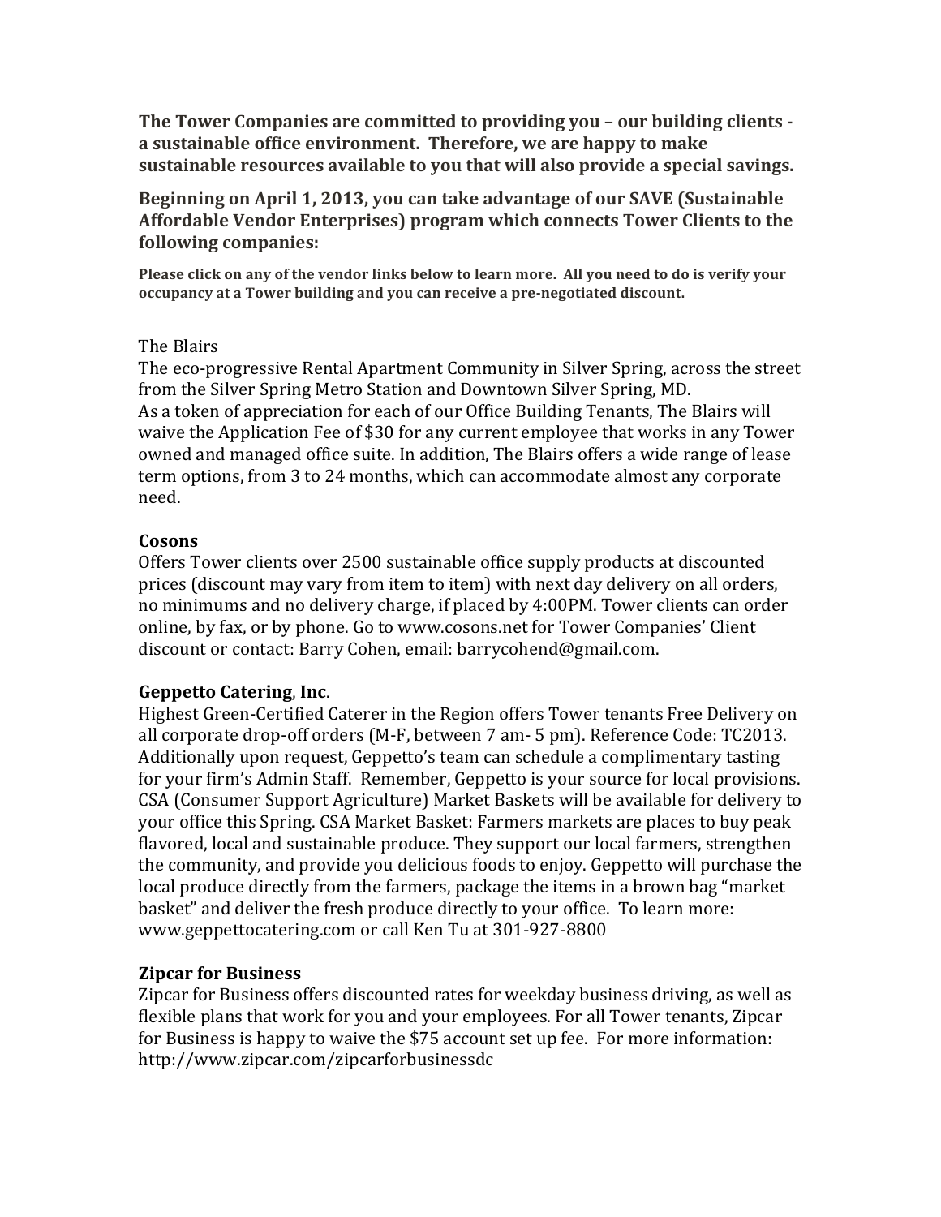**The Tower Companies are committed to providing you – our building clients - a sustainable office environment. Therefore, we are happy to make sustainable resources available to you that will also provide a special savings.**

**Beginning on April 1, 2013, you can take advantage of our SAVE (Sustainable Affordable Vendor Enterprises) program which connects Tower Clients to the following companies:**

**Please click on any of the vendor links below to learn more. All you need to do is verify your occupancy at a Tower building and you can receive a pre-negotiated discount.**

The Blairs
The eco-progressive Rental Apartment Community in Silver Spring, across the street from the Silver Spring Metro Station and Downtown Silver Spring, MD.
As a token of appreciation for each of our Office Building Tenants, The Blairs will waive the Application Fee of $30 for any current employee that works in any Tower owned and managed office suite. In addition, The Blairs offers a wide range of lease term options, from 3 to 24 months, which can accommodate almost any corporate need.

**Cosons**
Offers Tower clients over 2500 sustainable office supply products at discounted prices (discount may vary from item to item) with next day delivery on all orders, no minimums and no delivery charge, if placed by 4:00PM. Tower clients can order online, by fax, or by phone. Go to www.cosons.net for Tower Companies' Client discount or contact: Barry Cohen, email: barrycohend@gmail.com.

**Geppetto Catering**, **Inc**.
Highest Green-Certified Caterer in the Region offers Tower tenants Free Delivery on all corporate drop-off orders (M-F, between 7 am- 5 pm). Reference Code: TC2013. Additionally upon request, Geppetto's team can schedule a complimentary tasting for your firm's Admin Staff. Remember, Geppetto is your source for local provisions. CSA (Consumer Support Agriculture) Market Baskets will be available for delivery to your office this Spring. CSA Market Basket: Farmers markets are places to buy peak flavored, local and sustainable produce. They support our local farmers, strengthen the community, and provide you delicious foods to enjoy. Geppetto will purchase the local produce directly from the farmers, package the items in a brown bag "market basket" and deliver the fresh produce directly to your office. To learn more: www.geppettocatering.com or call Ken Tu at 301-927-8800

**Zipcar for Business**
Zipcar for Business offers discounted rates for weekday business driving, as well as flexible plans that work for you and your employees. For all Tower tenants, Zipcar for Business is happy to waive the $75 account set up fee. For more information: http://www.zipcar.com/zipcarforbusinessdc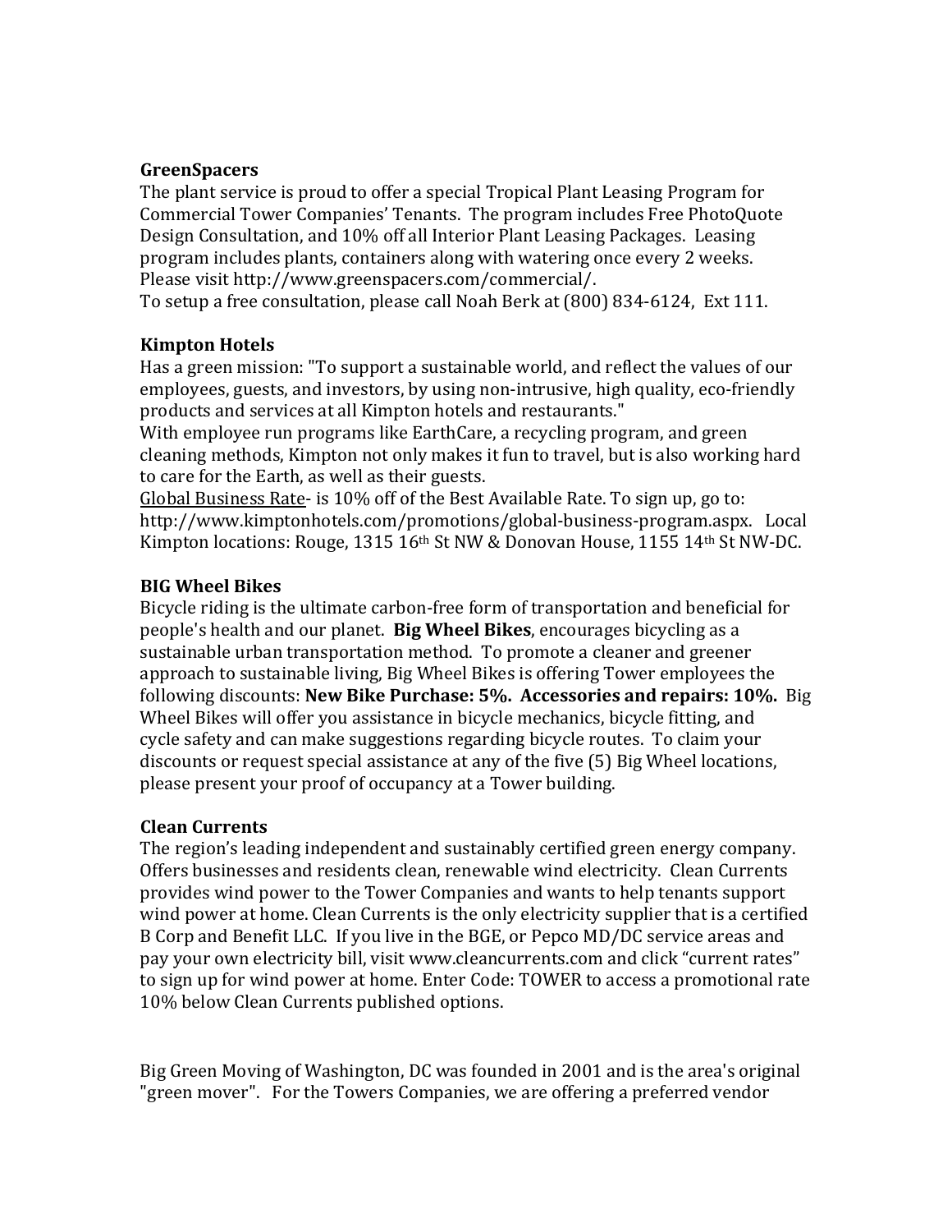**GreenSpacers**

The plant service is proud to offer a special Tropical Plant Leasing Program for Commercial Tower Companies' Tenants. The program includes Free PhotoQuote Design Consultation, and 10% off all Interior Plant Leasing Packages. Leasing program includes plants, containers along with watering once every 2 weeks. Please visit http://www.greenspacers.com/commercial/.

To setup a free consultation, please call Noah Berk at (800) 834-6124, Ext 111.

**Kimpton Hotels**

Has a green mission: "To support a sustainable world, and reflect the values of our employees, guests, and investors, by using non-intrusive, high quality, eco-friendly products and services at all Kimpton hotels and restaurants."

With employee run programs like EarthCare, a recycling program, and green cleaning methods, Kimpton not only makes it fun to travel, but is also working hard to care for the Earth, as well as their guests.

<u>Global Business Rate</u>- is 10% off of the Best Available Rate. To sign up, go to: http://www.kimptonhotels.com/promotions/global-business-program.aspx. Local Kimpton locations: Rouge, 1315 16th St NW & Donovan House, 1155 14th St NW-DC.

**BIG Wheel Bikes**

Bicycle riding is the ultimate carbon-free form of transportation and beneficial for people's health and our planet. **Big Wheel Bikes**, encourages bicycling as a sustainable urban transportation method. To promote a cleaner and greener approach to sustainable living, Big Wheel Bikes is offering Tower employees the following discounts: **New Bike Purchase: 5%. Accessories and repairs: 10%.** Big Wheel Bikes will offer you assistance in bicycle mechanics, bicycle fitting, and cycle safety and can make suggestions regarding bicycle routes. To claim your discounts or request special assistance at any of the five (5) Big Wheel locations, please present your proof of occupancy at a Tower building.

**Clean Currents**

The region's leading independent and sustainably certified green energy company. Offers businesses and residents clean, renewable wind electricity. Clean Currents provides wind power to the Tower Companies and wants to help tenants support wind power at home. Clean Currents is the only electricity supplier that is a certified B Corp and Benefit LLC. If you live in the BGE, or Pepco MD/DC service areas and pay your own electricity bill, visit www.cleancurrents.com and click "current rates" to sign up for wind power at home. Enter Code: TOWER to access a promotional rate 10% below Clean Currents published options.

Big Green Moving of Washington, DC was founded in 2001 and is the area's original "green mover". For the Towers Companies, we are offering a preferred vendor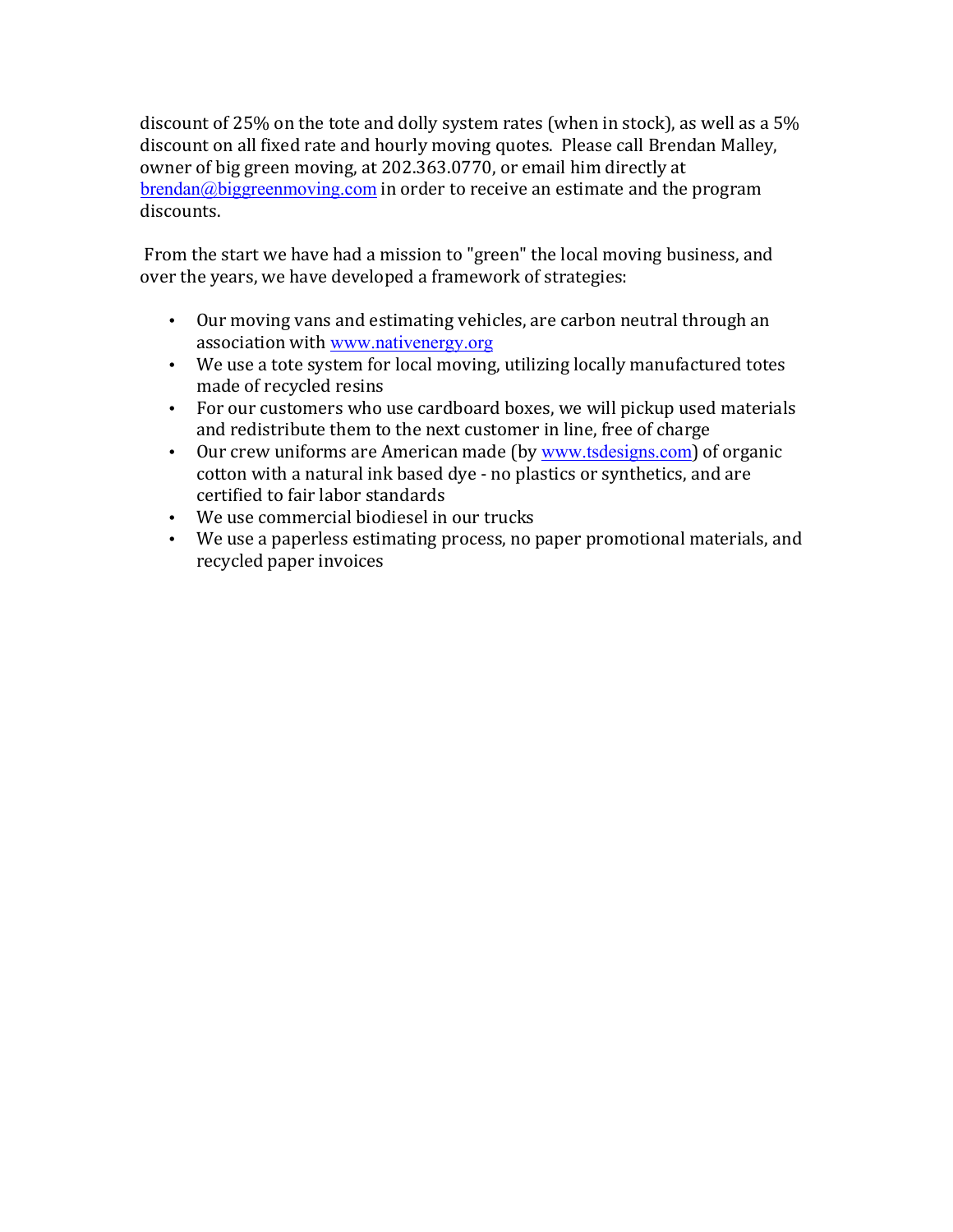discount of 25% on the tote and dolly system rates (when in stock), as well as a 5% discount on all fixed rate and hourly moving quotes. Please call Brendan Malley, owner of big green moving, at 202.363.0770, or email him directly at brendan@biggreenmoving.com in order to receive an estimate and the program discounts.

From the start we have had a mission to "green" the local moving business, and over the years, we have developed a framework of strategies:

- Our moving vans and estimating vehicles, are carbon neutral through an association with www.nativenergy.org
- We use a tote system for local moving, utilizing locally manufactured totes made of recycled resins
- For our customers who use cardboard boxes, we will pickup used materials and redistribute them to the next customer in line, free of charge
- Our crew uniforms are American made (by www.tsdesigns.com) of organic cotton with a natural ink based dye - no plastics or synthetics, and are certified to fair labor standards
- We use commercial biodiesel in our trucks
- We use a paperless estimating process, no paper promotional materials, and recycled paper invoices